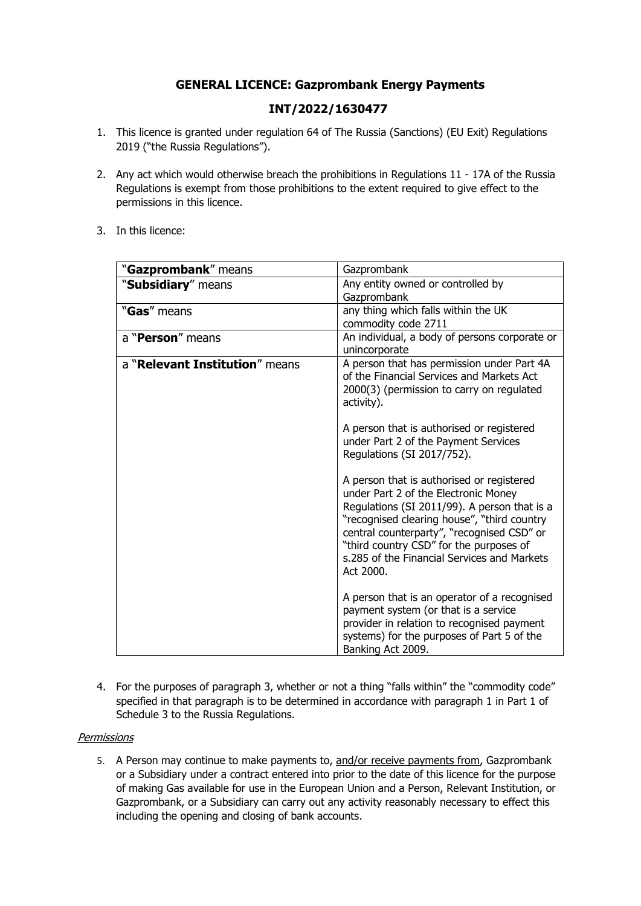# GENERAL LICENCE: Gazprombank Energy Payments

## INT/2022/1630477

1. This licence is granted under regulation 64 of The Russia (Sanctions) (EU Exit) Regulations 2019 ("the Russia Regulations").

2. Any act which would otherwise breach the prohibitions in Regulations 11 - 17A of the Russia Regulations is exempt from those prohibitions to the extent required to give effect to the permissions in this licence.

3. In this licence:

| | |
|---|---|
| "**Gazprombank**" means | Gazprombank |
| "**Subsidiary**" means | Any entity owned or controlled by Gazprombank |
| "**Gas**" means | any thing which falls within the UK commodity code 2711 |
| a "**Person**" means | An individual, a body of persons corporate or unincorporate |
| a "**Relevant Institution**" means | A person that has permission under Part 4A of the Financial Services and Markets Act 2000(3) (permission to carry on regulated activity).<br><br>A person that is authorised or registered under Part 2 of the Payment Services Regulations (SI 2017/752).<br><br>A person that is authorised or registered under Part 2 of the Electronic Money Regulations (SI 2011/99). A person that is a "recognised clearing house", "third country central counterparty", "recognised CSD" or "third country CSD" for the purposes of s.285 of the Financial Services and Markets Act 2000.<br><br>A person that is an operator of a recognised payment system (or that is a service provider in relation to recognised payment systems) for the purposes of Part 5 of the Banking Act 2009. |

4. For the purposes of paragraph 3, whether or not a thing "falls within" the "commodity code" specified in that paragraph is to be determined in accordance with paragraph 1 in Part 1 of Schedule 3 to the Russia Regulations.

*Permissions*

5. A Person may continue to make payments to, and/or receive payments from, Gazprombank or a Subsidiary under a contract entered into prior to the date of this licence for the purpose of making Gas available for use in the European Union and a Person, Relevant Institution, or Gazprombank, or a Subsidiary can carry out any activity reasonably necessary to effect this including the opening and closing of bank accounts.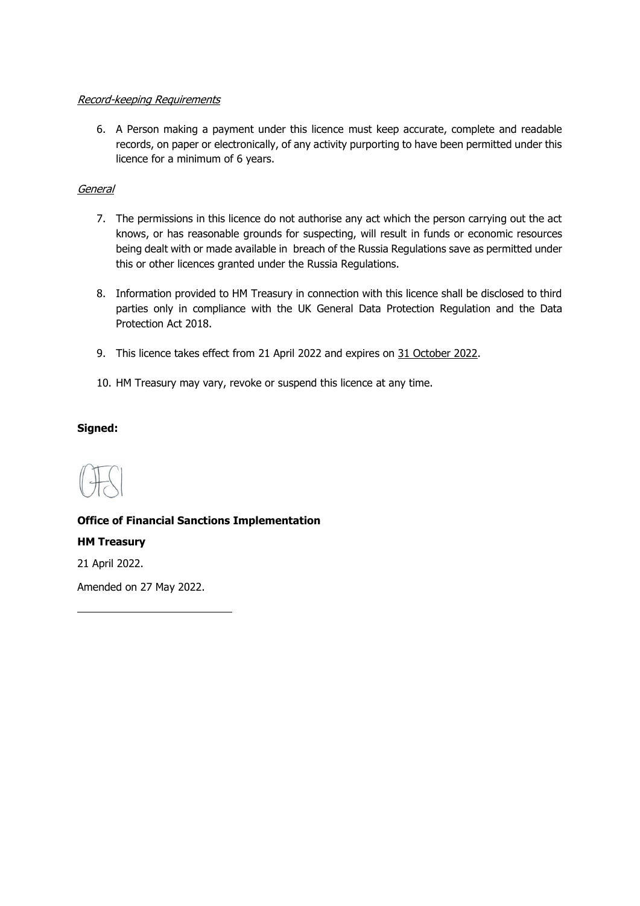*Record-keeping Requirements*

6. A Person making a payment under this licence must keep accurate, complete and readable records, on paper or electronically, of any activity purporting to have been permitted under this licence for a minimum of 6 years.

*General*

7. The permissions in this licence do not authorise any act which the person carrying out the act knows, or has reasonable grounds for suspecting, will result in funds or economic resources being dealt with or made available in breach of the Russia Regulations save as permitted under this or other licences granted under the Russia Regulations.

8. Information provided to HM Treasury in connection with this licence shall be disclosed to third parties only in compliance with the UK General Data Protection Regulation and the Data Protection Act 2018.

9. This licence takes effect from 21 April 2022 and expires on 31 October 2022.

10. HM Treasury may vary, revoke or suspend this licence at any time.

**Signed:**

OFSI

**Office of Financial Sanctions Implementation**

**HM Treasury**

21 April 2022.

Amended on 27 May 2022.